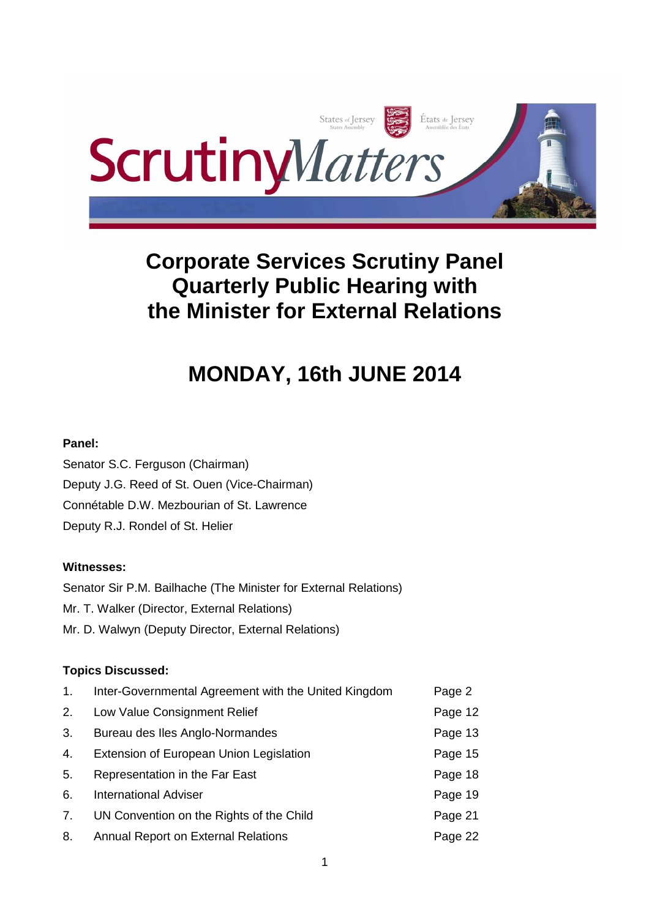# Corporate Services Scrutiny Panel Quarterly Public Hearing with the Minister for External Relations

## MONDAY, 16th JUNE 2014

**Panel:**

Senator S.C. Ferguson (Chairman)

Deputy J.G. Reed of St. Ouen (Vice-Chairman)

Connétable D.W. Mezbourian of St. Lawrence

Deputy R.J. Rondel of St. Helier

**Witnesses:**

Senator Sir P.M. Bailhache (The Minister for External Relations)

Mr. T. Walker (Director, External Relations)

Mr. D. Walwyn (Deputy Director, External Relations)

**Topics Discussed:**

| | | |
|---|---|---|
| 1. | Inter-Governmental Agreement with the United Kingdom | Page 2 |
| 2. | Low Value Consignment Relief | Page 12 |
| 3. | Bureau des Iles Anglo-Normandes | Page 13 |
| 4. | Extension of European Union Legislation | Page 15 |
| 5. | Representation in the Far East | Page 18 |
| 6. | International Adviser | Page 19 |
| 7. | UN Convention on the Rights of the Child | Page 21 |
| 8. | Annual Report on External Relations | Page 22 |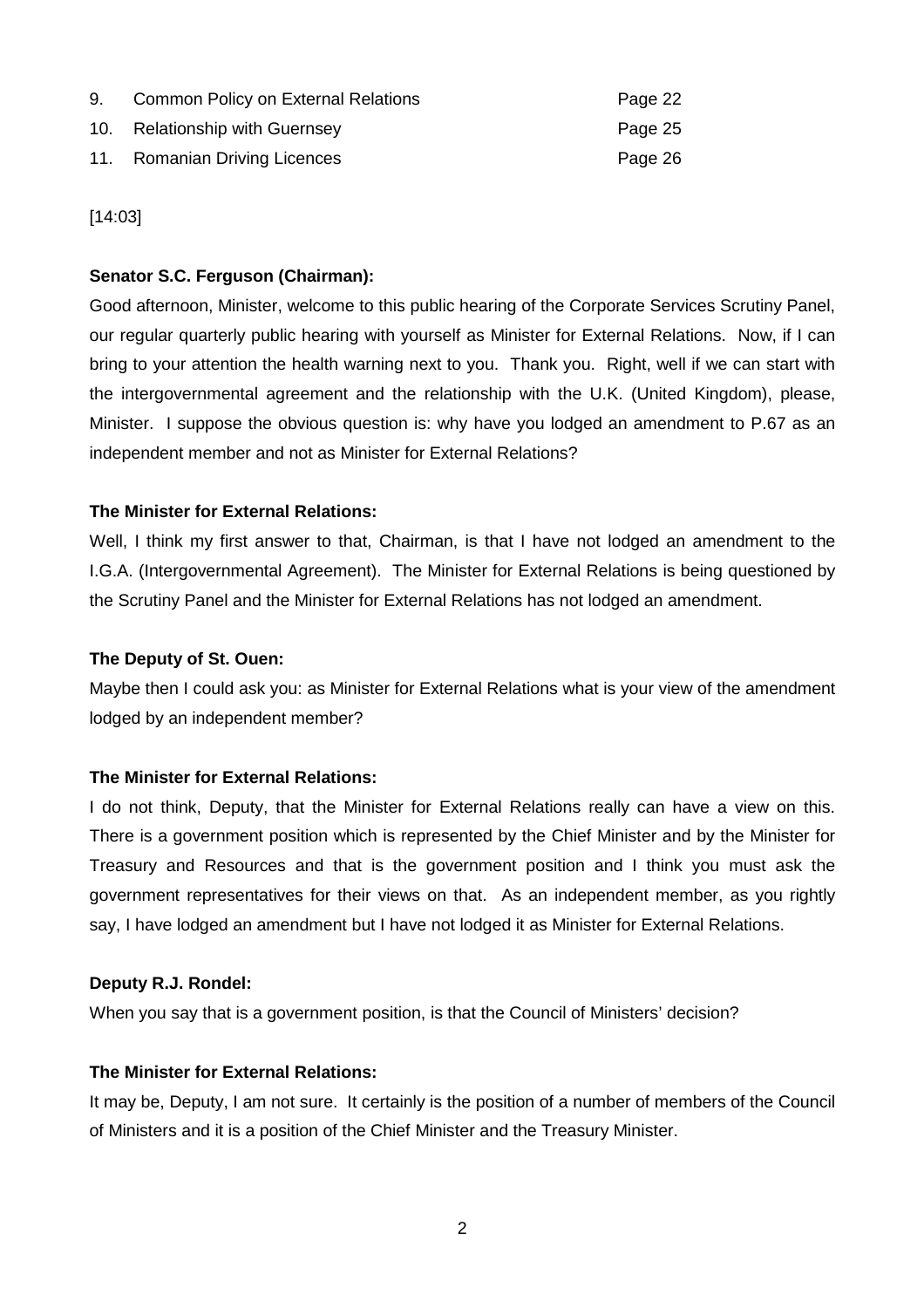| | | |
|---|---|---|
| 9. | Common Policy on External Relations | Page 22 |
| 10. | Relationship with Guernsey | Page 25 |
| 11. | Romanian Driving Licences | Page 26 |

[14:03]

**Senator S.C. Ferguson (Chairman):**

Good afternoon, Minister, welcome to this public hearing of the Corporate Services Scrutiny Panel, our regular quarterly public hearing with yourself as Minister for External Relations. Now, if I can bring to your attention the health warning next to you. Thank you. Right, well if we can start with the intergovernmental agreement and the relationship with the U.K. (United Kingdom), please, Minister. I suppose the obvious question is: why have you lodged an amendment to P.67 as an independent member and not as Minister for External Relations?

**The Minister for External Relations:**

Well, I think my first answer to that, Chairman, is that I have not lodged an amendment to the I.G.A. (Intergovernmental Agreement). The Minister for External Relations is being questioned by the Scrutiny Panel and the Minister for External Relations has not lodged an amendment.

**The Deputy of St. Ouen:**

Maybe then I could ask you: as Minister for External Relations what is your view of the amendment lodged by an independent member?

**The Minister for External Relations:**

I do not think, Deputy, that the Minister for External Relations really can have a view on this. There is a government position which is represented by the Chief Minister and by the Minister for Treasury and Resources and that is the government position and I think you must ask the government representatives for their views on that. As an independent member, as you rightly say, I have lodged an amendment but I have not lodged it as Minister for External Relations.

**Deputy R.J. Rondel:**

When you say that is a government position, is that the Council of Ministers' decision?

**The Minister for External Relations:**

It may be, Deputy, I am not sure. It certainly is the position of a number of members of the Council of Ministers and it is a position of the Chief Minister and the Treasury Minister.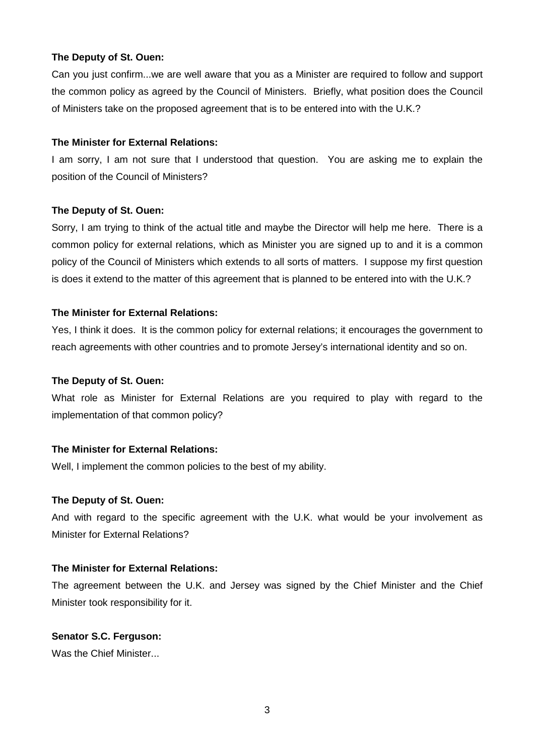**The Deputy of St. Ouen:**

Can you just confirm...we are well aware that you as a Minister are required to follow and support the common policy as agreed by the Council of Ministers. Briefly, what position does the Council of Ministers take on the proposed agreement that is to be entered into with the U.K.?

**The Minister for External Relations:**

I am sorry, I am not sure that I understood that question. You are asking me to explain the position of the Council of Ministers?

**The Deputy of St. Ouen:**

Sorry, I am trying to think of the actual title and maybe the Director will help me here. There is a common policy for external relations, which as Minister you are signed up to and it is a common policy of the Council of Ministers which extends to all sorts of matters. I suppose my first question is does it extend to the matter of this agreement that is planned to be entered into with the U.K.?

**The Minister for External Relations:**

Yes, I think it does. It is the common policy for external relations; it encourages the government to reach agreements with other countries and to promote Jersey's international identity and so on.

**The Deputy of St. Ouen:**

What role as Minister for External Relations are you required to play with regard to the implementation of that common policy?

**The Minister for External Relations:**

Well, I implement the common policies to the best of my ability.

**The Deputy of St. Ouen:**

And with regard to the specific agreement with the U.K. what would be your involvement as Minister for External Relations?

**The Minister for External Relations:**

The agreement between the U.K. and Jersey was signed by the Chief Minister and the Chief Minister took responsibility for it.

**Senator S.C. Ferguson:**

Was the Chief Minister...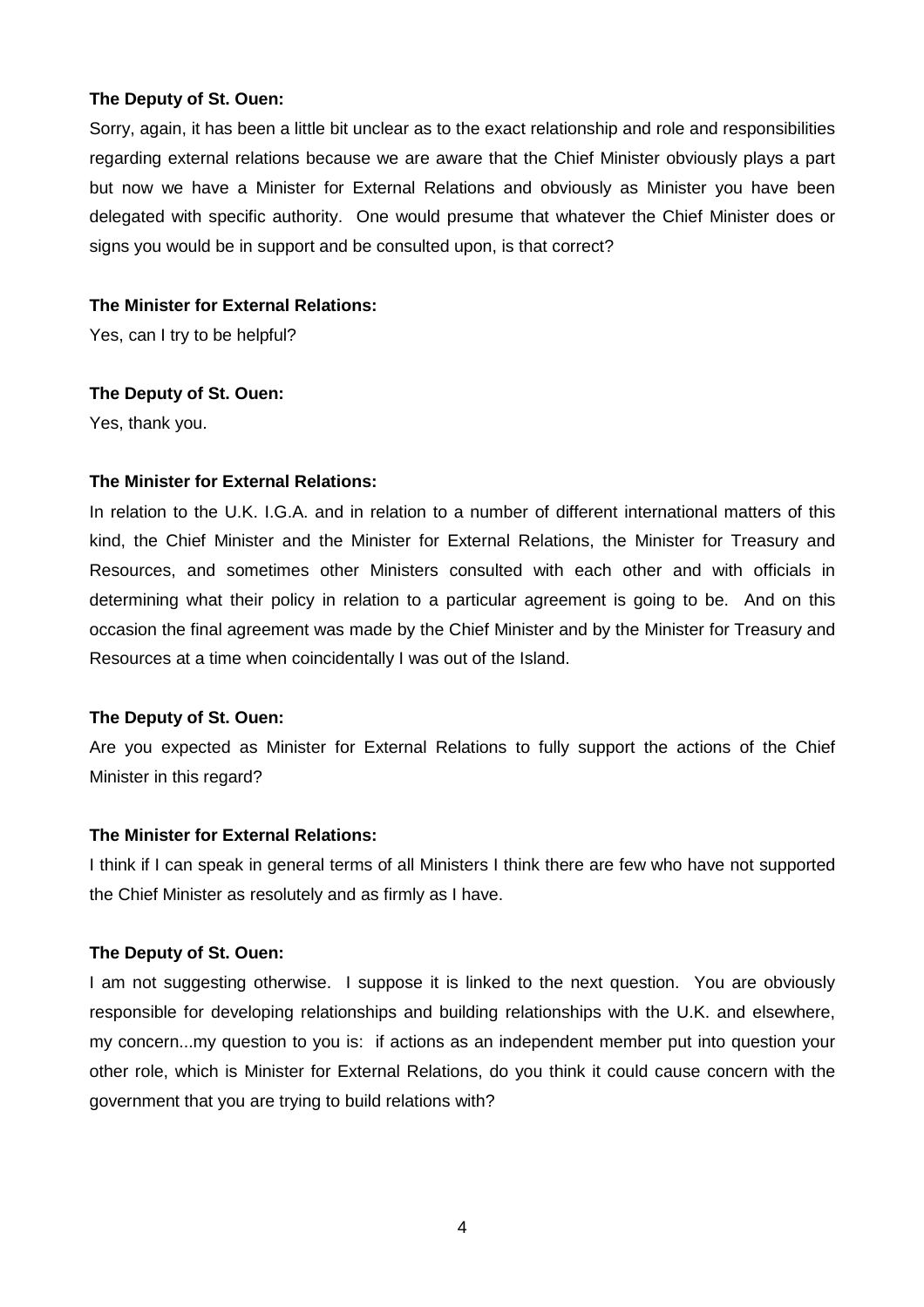**The Deputy of St. Ouen:**

Sorry, again, it has been a little bit unclear as to the exact relationship and role and responsibilities regarding external relations because we are aware that the Chief Minister obviously plays a part but now we have a Minister for External Relations and obviously as Minister you have been delegated with specific authority. One would presume that whatever the Chief Minister does or signs you would be in support and be consulted upon, is that correct?

**The Minister for External Relations:**

Yes, can I try to be helpful?

**The Deputy of St. Ouen:**

Yes, thank you.

**The Minister for External Relations:**

In relation to the U.K. I.G.A. and in relation to a number of different international matters of this kind, the Chief Minister and the Minister for External Relations, the Minister for Treasury and Resources, and sometimes other Ministers consulted with each other and with officials in determining what their policy in relation to a particular agreement is going to be. And on this occasion the final agreement was made by the Chief Minister and by the Minister for Treasury and Resources at a time when coincidentally I was out of the Island.

**The Deputy of St. Ouen:**

Are you expected as Minister for External Relations to fully support the actions of the Chief Minister in this regard?

**The Minister for External Relations:**

I think if I can speak in general terms of all Ministers I think there are few who have not supported the Chief Minister as resolutely and as firmly as I have.

**The Deputy of St. Ouen:**

I am not suggesting otherwise. I suppose it is linked to the next question. You are obviously responsible for developing relationships and building relationships with the U.K. and elsewhere, my concern...my question to you is: if actions as an independent member put into question your other role, which is Minister for External Relations, do you think it could cause concern with the government that you are trying to build relations with?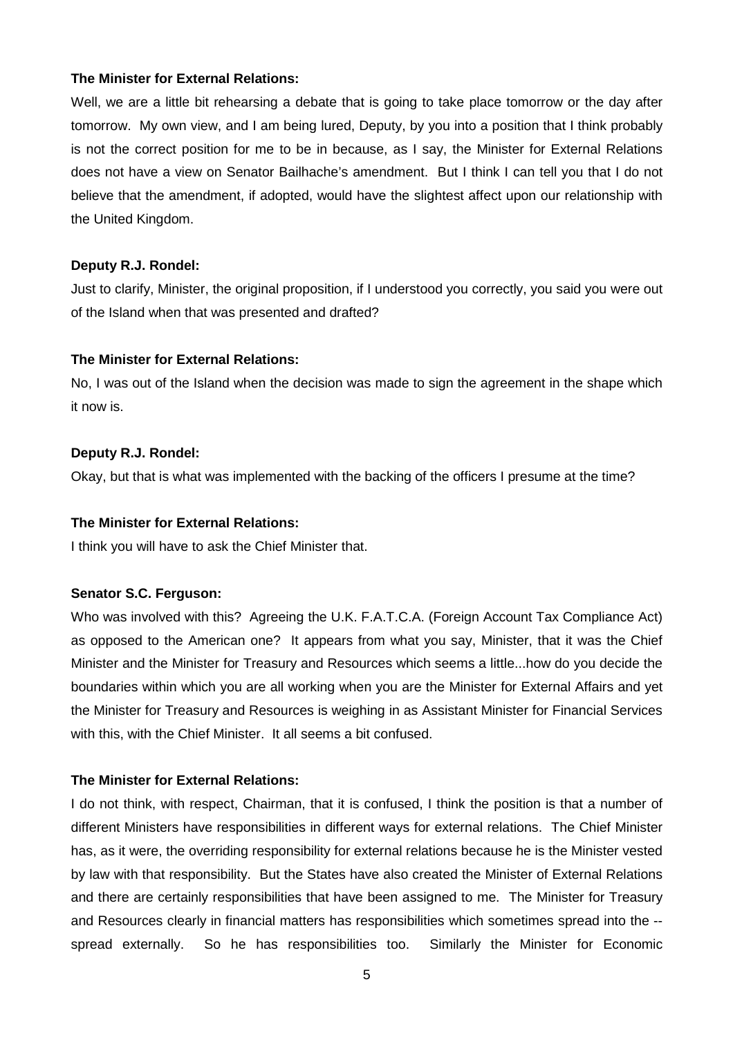**The Minister for External Relations:**

Well, we are a little bit rehearsing a debate that is going to take place tomorrow or the day after tomorrow. My own view, and I am being lured, Deputy, by you into a position that I think probably is not the correct position for me to be in because, as I say, the Minister for External Relations does not have a view on Senator Bailhache's amendment. But I think I can tell you that I do not believe that the amendment, if adopted, would have the slightest affect upon our relationship with the United Kingdom.

**Deputy R.J. Rondel:**

Just to clarify, Minister, the original proposition, if I understood you correctly, you said you were out of the Island when that was presented and drafted?

**The Minister for External Relations:**

No, I was out of the Island when the decision was made to sign the agreement in the shape which it now is.

**Deputy R.J. Rondel:**

Okay, but that is what was implemented with the backing of the officers I presume at the time?

**The Minister for External Relations:**

I think you will have to ask the Chief Minister that.

**Senator S.C. Ferguson:**

Who was involved with this? Agreeing the U.K. F.A.T.C.A. (Foreign Account Tax Compliance Act) as opposed to the American one? It appears from what you say, Minister, that it was the Chief Minister and the Minister for Treasury and Resources which seems a little...how do you decide the boundaries within which you are all working when you are the Minister for External Affairs and yet the Minister for Treasury and Resources is weighing in as Assistant Minister for Financial Services with this, with the Chief Minister. It all seems a bit confused.

**The Minister for External Relations:**

I do not think, with respect, Chairman, that it is confused, I think the position is that a number of different Ministers have responsibilities in different ways for external relations. The Chief Minister has, as it were, the overriding responsibility for external relations because he is the Minister vested by law with that responsibility. But the States have also created the Minister of External Relations and there are certainly responsibilities that have been assigned to me. The Minister for Treasury and Resources clearly in financial matters has responsibilities which sometimes spread into the -- spread externally. So he has responsibilities too. Similarly the Minister for Economic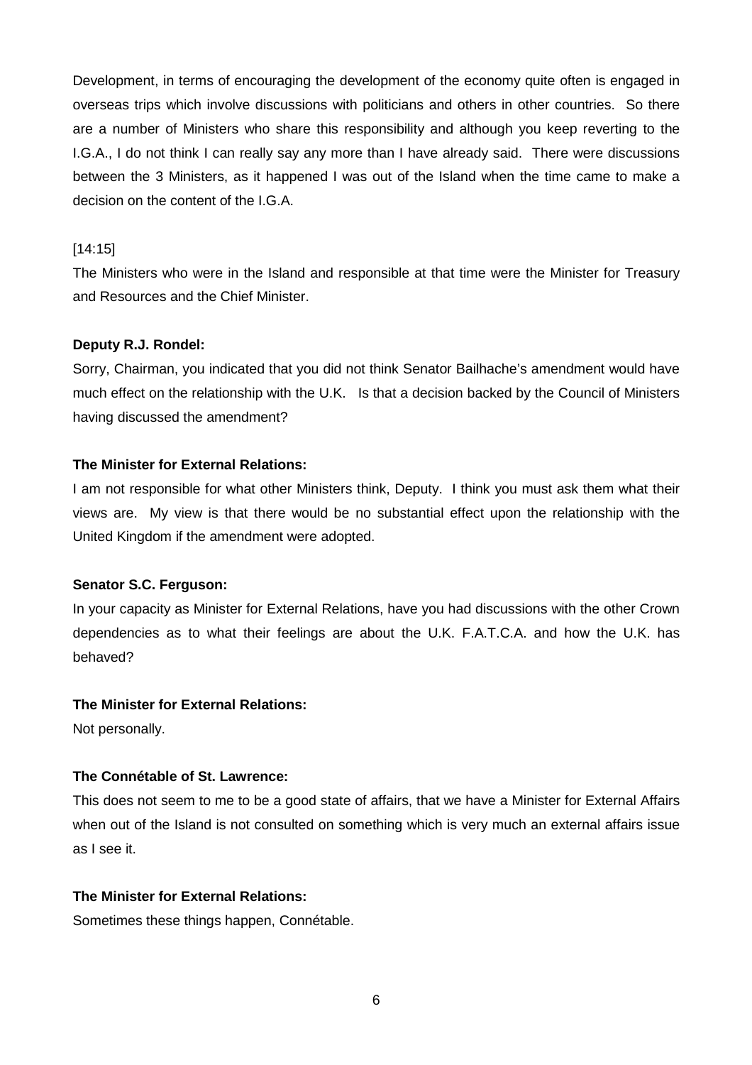Development, in terms of encouraging the development of the economy quite often is engaged in overseas trips which involve discussions with politicians and others in other countries. So there are a number of Ministers who share this responsibility and although you keep reverting to the I.G.A., I do not think I can really say any more than I have already said. There were discussions between the 3 Ministers, as it happened I was out of the Island when the time came to make a decision on the content of the I.G.A.

[14:15]

The Ministers who were in the Island and responsible at that time were the Minister for Treasury and Resources and the Chief Minister.

**Deputy R.J. Rondel:**

Sorry, Chairman, you indicated that you did not think Senator Bailhache's amendment would have much effect on the relationship with the U.K. Is that a decision backed by the Council of Ministers having discussed the amendment?

**The Minister for External Relations:**

I am not responsible for what other Ministers think, Deputy. I think you must ask them what their views are. My view is that there would be no substantial effect upon the relationship with the United Kingdom if the amendment were adopted.

**Senator S.C. Ferguson:**

In your capacity as Minister for External Relations, have you had discussions with the other Crown dependencies as to what their feelings are about the U.K. F.A.T.C.A. and how the U.K. has behaved?

**The Minister for External Relations:**

Not personally.

**The Connétable of St. Lawrence:**

This does not seem to me to be a good state of affairs, that we have a Minister for External Affairs when out of the Island is not consulted on something which is very much an external affairs issue as I see it.

**The Minister for External Relations:**

Sometimes these things happen, Connétable.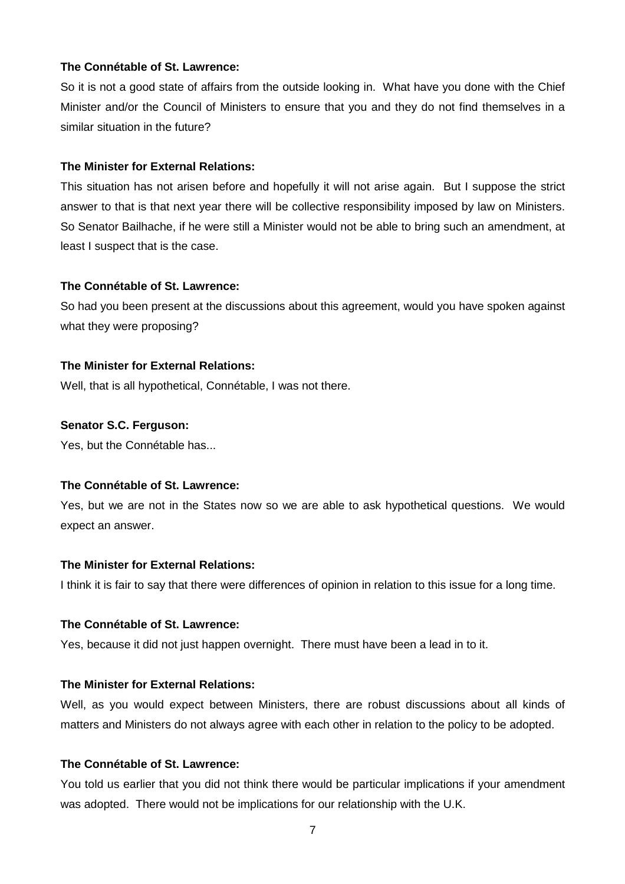**The Connétable of St. Lawrence:**

So it is not a good state of affairs from the outside looking in. What have you done with the Chief Minister and/or the Council of Ministers to ensure that you and they do not find themselves in a similar situation in the future?

**The Minister for External Relations:**

This situation has not arisen before and hopefully it will not arise again. But I suppose the strict answer to that is that next year there will be collective responsibility imposed by law on Ministers. So Senator Bailhache, if he were still a Minister would not be able to bring such an amendment, at least I suspect that is the case.

**The Connétable of St. Lawrence:**

So had you been present at the discussions about this agreement, would you have spoken against what they were proposing?

**The Minister for External Relations:**

Well, that is all hypothetical, Connétable, I was not there.

**Senator S.C. Ferguson:**

Yes, but the Connétable has...

**The Connétable of St. Lawrence:**

Yes, but we are not in the States now so we are able to ask hypothetical questions. We would expect an answer.

**The Minister for External Relations:**

I think it is fair to say that there were differences of opinion in relation to this issue for a long time.

**The Connétable of St. Lawrence:**

Yes, because it did not just happen overnight. There must have been a lead in to it.

**The Minister for External Relations:**

Well, as you would expect between Ministers, there are robust discussions about all kinds of matters and Ministers do not always agree with each other in relation to the policy to be adopted.

**The Connétable of St. Lawrence:**

You told us earlier that you did not think there would be particular implications if your amendment was adopted. There would not be implications for our relationship with the U.K.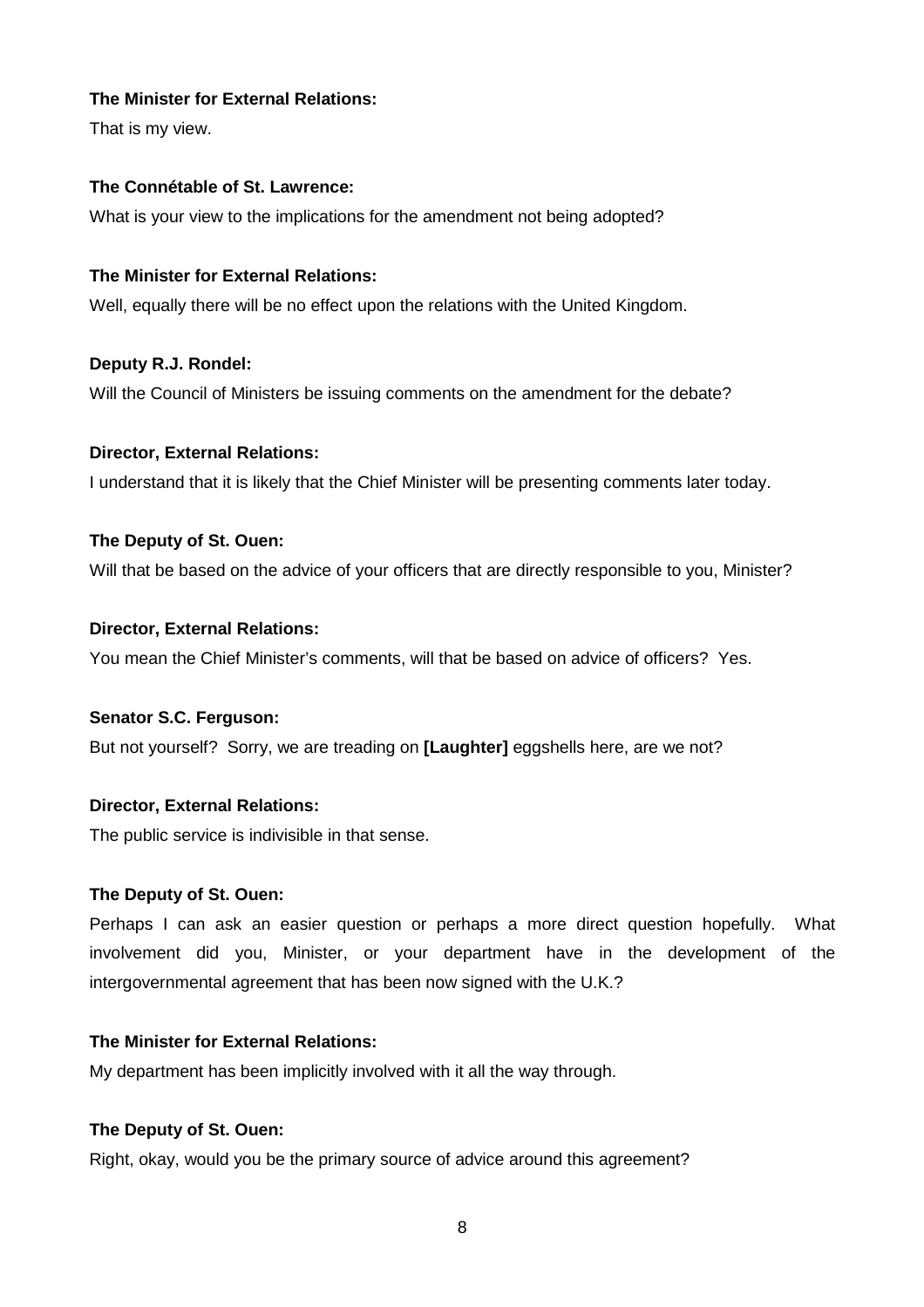**The Minister for External Relations:**

That is my view.

**The Connétable of St. Lawrence:**

What is your view to the implications for the amendment not being adopted?

**The Minister for External Relations:**

Well, equally there will be no effect upon the relations with the United Kingdom.

**Deputy R.J. Rondel:**

Will the Council of Ministers be issuing comments on the amendment for the debate?

**Director, External Relations:**

I understand that it is likely that the Chief Minister will be presenting comments later today.

**The Deputy of St. Ouen:**

Will that be based on the advice of your officers that are directly responsible to you, Minister?

**Director, External Relations:**

You mean the Chief Minister's comments, will that be based on advice of officers? Yes.

**Senator S.C. Ferguson:**

But not yourself? Sorry, we are treading on **[Laughter]** eggshells here, are we not?

**Director, External Relations:**

The public service is indivisible in that sense.

**The Deputy of St. Ouen:**

Perhaps I can ask an easier question or perhaps a more direct question hopefully. What involvement did you, Minister, or your department have in the development of the intergovernmental agreement that has been now signed with the U.K.?

**The Minister for External Relations:**

My department has been implicitly involved with it all the way through.

**The Deputy of St. Ouen:**

Right, okay, would you be the primary source of advice around this agreement?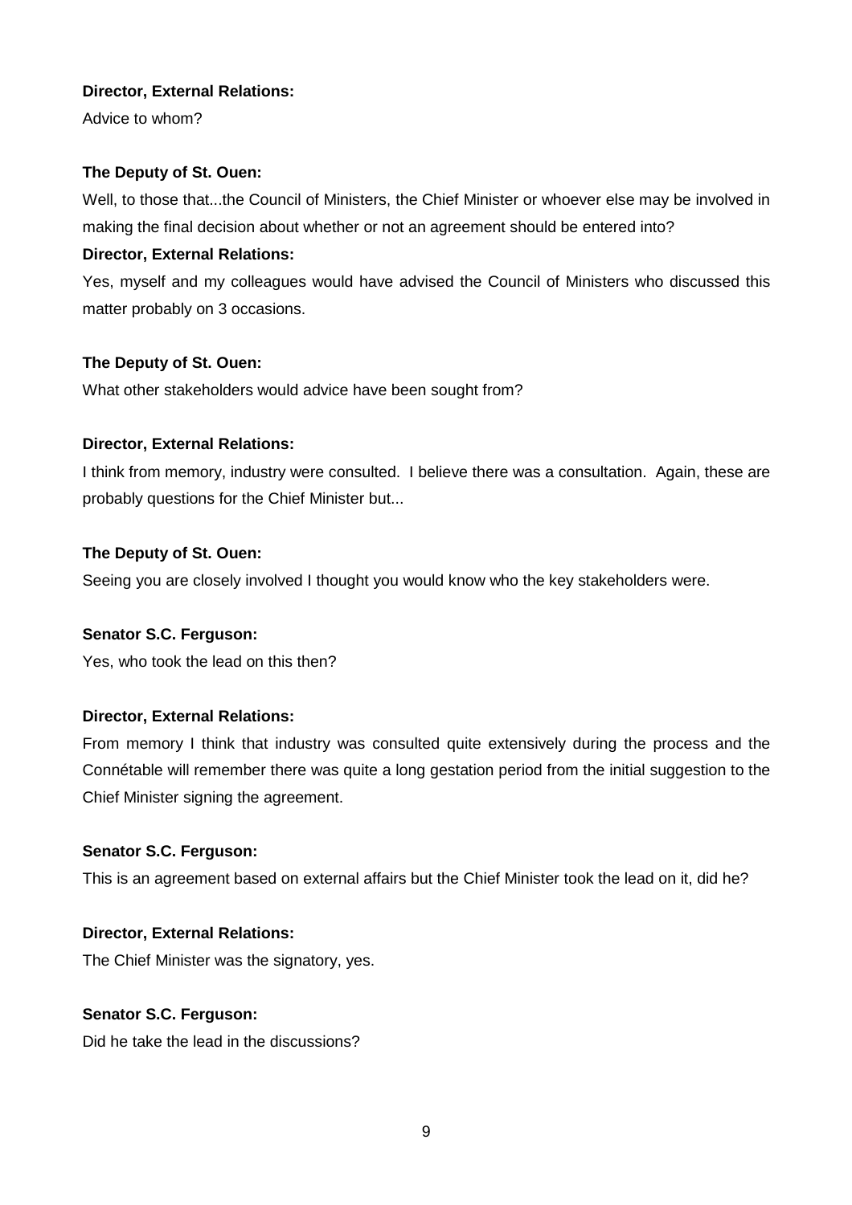**Director, External Relations:**

Advice to whom?

**The Deputy of St. Ouen:**

Well, to those that...the Council of Ministers, the Chief Minister or whoever else may be involved in making the final decision about whether or not an agreement should be entered into?

**Director, External Relations:**

Yes, myself and my colleagues would have advised the Council of Ministers who discussed this matter probably on 3 occasions.

**The Deputy of St. Ouen:**

What other stakeholders would advice have been sought from?

**Director, External Relations:**

I think from memory, industry were consulted. I believe there was a consultation. Again, these are probably questions for the Chief Minister but...

**The Deputy of St. Ouen:**

Seeing you are closely involved I thought you would know who the key stakeholders were.

**Senator S.C. Ferguson:**

Yes, who took the lead on this then?

**Director, External Relations:**

From memory I think that industry was consulted quite extensively during the process and the Connétable will remember there was quite a long gestation period from the initial suggestion to the Chief Minister signing the agreement.

**Senator S.C. Ferguson:**

This is an agreement based on external affairs but the Chief Minister took the lead on it, did he?

**Director, External Relations:**

The Chief Minister was the signatory, yes.

**Senator S.C. Ferguson:**

Did he take the lead in the discussions?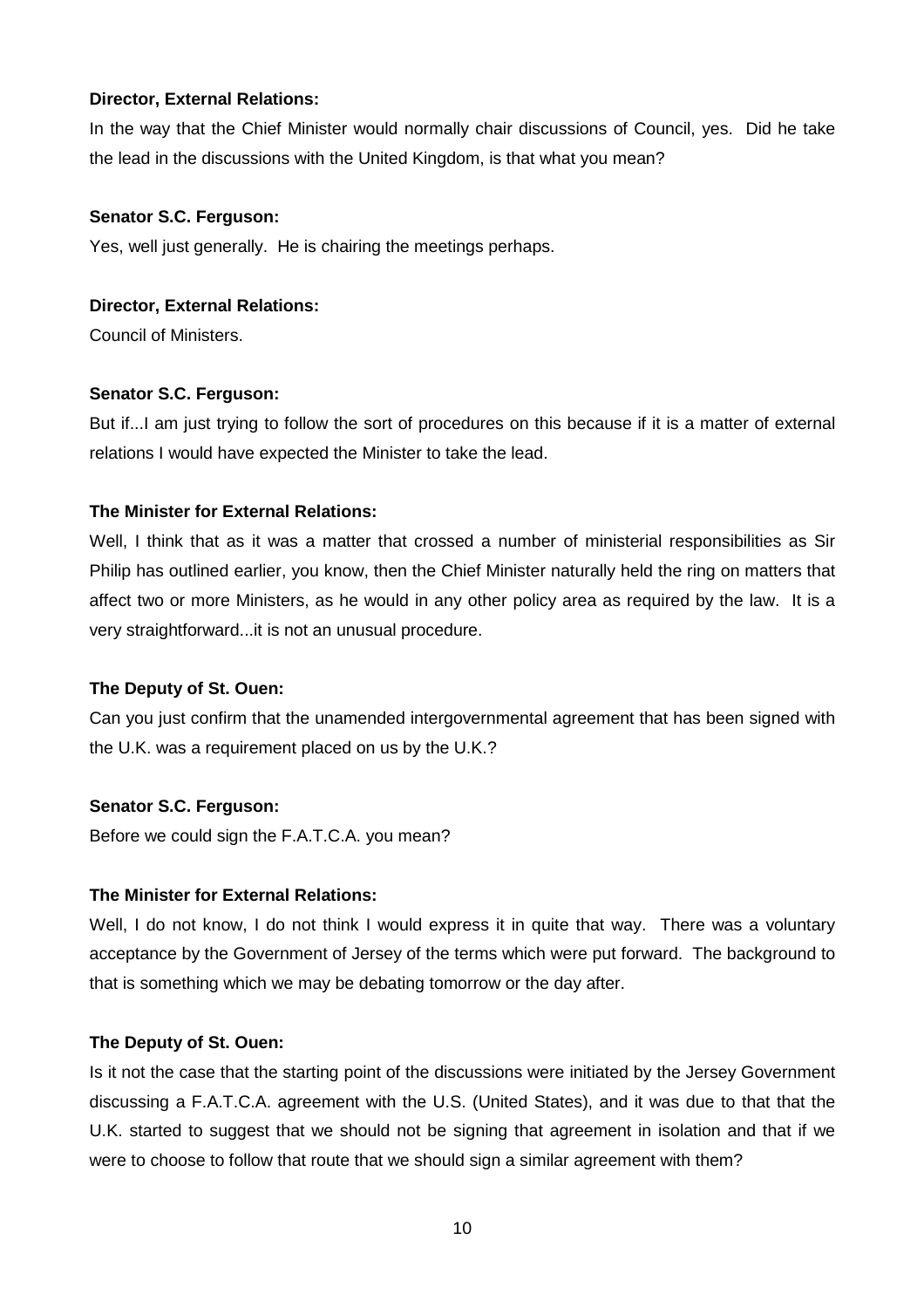**Director, External Relations:**

In the way that the Chief Minister would normally chair discussions of Council, yes. Did he take the lead in the discussions with the United Kingdom, is that what you mean?

**Senator S.C. Ferguson:**

Yes, well just generally. He is chairing the meetings perhaps.

**Director, External Relations:**

Council of Ministers.

**Senator S.C. Ferguson:**

But if...I am just trying to follow the sort of procedures on this because if it is a matter of external relations I would have expected the Minister to take the lead.

**The Minister for External Relations:**

Well, I think that as it was a matter that crossed a number of ministerial responsibilities as Sir Philip has outlined earlier, you know, then the Chief Minister naturally held the ring on matters that affect two or more Ministers, as he would in any other policy area as required by the law. It is a very straightforward...it is not an unusual procedure.

**The Deputy of St. Ouen:**

Can you just confirm that the unamended intergovernmental agreement that has been signed with the U.K. was a requirement placed on us by the U.K.?

**Senator S.C. Ferguson:**

Before we could sign the F.A.T.C.A. you mean?

**The Minister for External Relations:**

Well, I do not know, I do not think I would express it in quite that way. There was a voluntary acceptance by the Government of Jersey of the terms which were put forward. The background to that is something which we may be debating tomorrow or the day after.

**The Deputy of St. Ouen:**

Is it not the case that the starting point of the discussions were initiated by the Jersey Government discussing a F.A.T.C.A. agreement with the U.S. (United States), and it was due to that that the U.K. started to suggest that we should not be signing that agreement in isolation and that if we were to choose to follow that route that we should sign a similar agreement with them?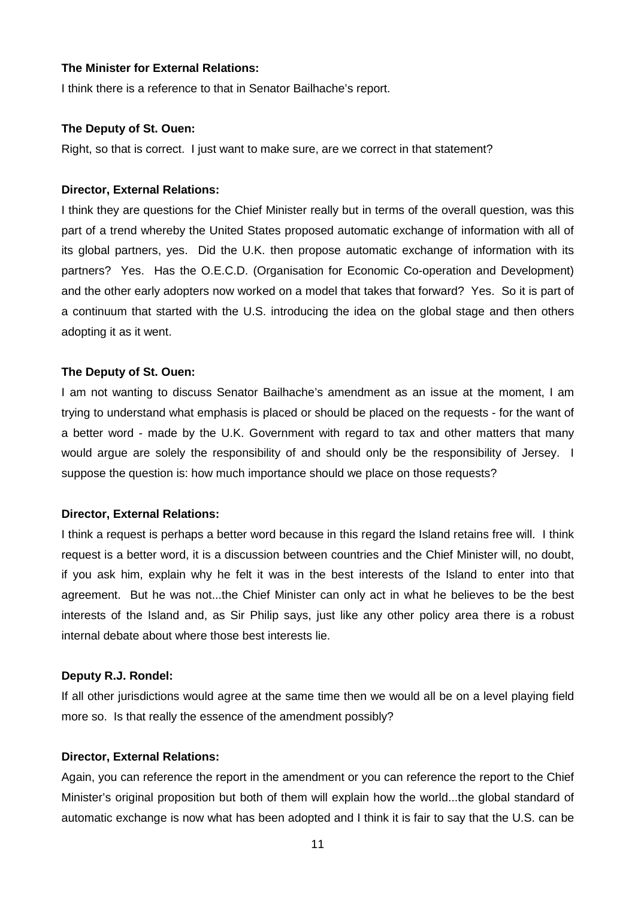**The Minister for External Relations:**

I think there is a reference to that in Senator Bailhache's report.

**The Deputy of St. Ouen:**

Right, so that is correct. I just want to make sure, are we correct in that statement?

**Director, External Relations:**

I think they are questions for the Chief Minister really but in terms of the overall question, was this part of a trend whereby the United States proposed automatic exchange of information with all of its global partners, yes. Did the U.K. then propose automatic exchange of information with its partners? Yes. Has the O.E.C.D. (Organisation for Economic Co-operation and Development) and the other early adopters now worked on a model that takes that forward? Yes. So it is part of a continuum that started with the U.S. introducing the idea on the global stage and then others adopting it as it went.

**The Deputy of St. Ouen:**

I am not wanting to discuss Senator Bailhache's amendment as an issue at the moment, I am trying to understand what emphasis is placed or should be placed on the requests - for the want of a better word - made by the U.K. Government with regard to tax and other matters that many would argue are solely the responsibility of and should only be the responsibility of Jersey. I suppose the question is: how much importance should we place on those requests?

**Director, External Relations:**

I think a request is perhaps a better word because in this regard the Island retains free will. I think request is a better word, it is a discussion between countries and the Chief Minister will, no doubt, if you ask him, explain why he felt it was in the best interests of the Island to enter into that agreement. But he was not...the Chief Minister can only act in what he believes to be the best interests of the Island and, as Sir Philip says, just like any other policy area there is a robust internal debate about where those best interests lie.

**Deputy R.J. Rondel:**

If all other jurisdictions would agree at the same time then we would all be on a level playing field more so. Is that really the essence of the amendment possibly?

**Director, External Relations:**

Again, you can reference the report in the amendment or you can reference the report to the Chief Minister's original proposition but both of them will explain how the world...the global standard of automatic exchange is now what has been adopted and I think it is fair to say that the U.S. can be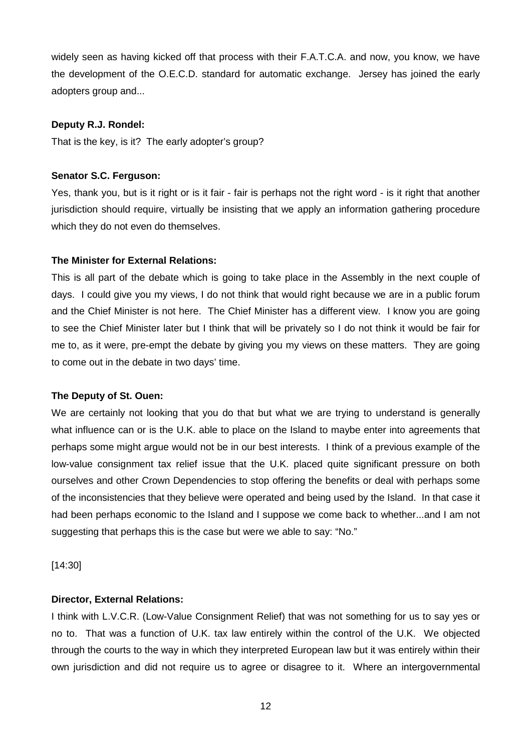widely seen as having kicked off that process with their F.A.T.C.A. and now, you know, we have the development of the O.E.C.D. standard for automatic exchange. Jersey has joined the early adopters group and...

**Deputy R.J. Rondel:**

That is the key, is it? The early adopter's group?

**Senator S.C. Ferguson:**

Yes, thank you, but is it right or is it fair - fair is perhaps not the right word - is it right that another jurisdiction should require, virtually be insisting that we apply an information gathering procedure which they do not even do themselves.

**The Minister for External Relations:**

This is all part of the debate which is going to take place in the Assembly in the next couple of days. I could give you my views, I do not think that would right because we are in a public forum and the Chief Minister is not here. The Chief Minister has a different view. I know you are going to see the Chief Minister later but I think that will be privately so I do not think it would be fair for me to, as it were, pre-empt the debate by giving you my views on these matters. They are going to come out in the debate in two days' time.

**The Deputy of St. Ouen:**

We are certainly not looking that you do that but what we are trying to understand is generally what influence can or is the U.K. able to place on the Island to maybe enter into agreements that perhaps some might argue would not be in our best interests. I think of a previous example of the low-value consignment tax relief issue that the U.K. placed quite significant pressure on both ourselves and other Crown Dependencies to stop offering the benefits or deal with perhaps some of the inconsistencies that they believe were operated and being used by the Island. In that case it had been perhaps economic to the Island and I suppose we come back to whether...and I am not suggesting that perhaps this is the case but were we able to say: "No."

[14:30]

**Director, External Relations:**

I think with L.V.C.R. (Low-Value Consignment Relief) that was not something for us to say yes or no to. That was a function of U.K. tax law entirely within the control of the U.K. We objected through the courts to the way in which they interpreted European law but it was entirely within their own jurisdiction and did not require us to agree or disagree to it. Where an intergovernmental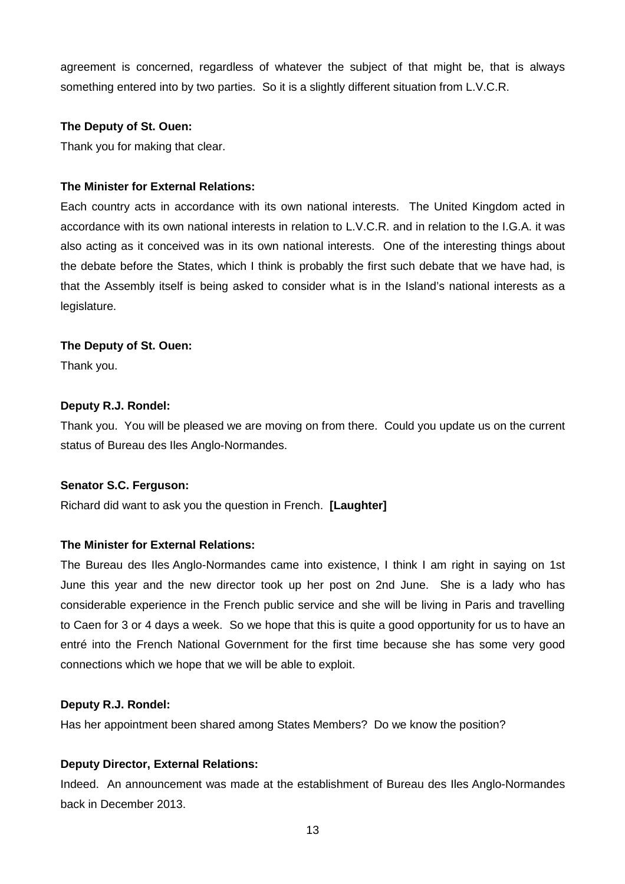agreement is concerned, regardless of whatever the subject of that might be, that is always something entered into by two parties. So it is a slightly different situation from L.V.C.R.

**The Deputy of St. Ouen:**

Thank you for making that clear.

**The Minister for External Relations:**

Each country acts in accordance with its own national interests. The United Kingdom acted in accordance with its own national interests in relation to L.V.C.R. and in relation to the I.G.A. it was also acting as it conceived was in its own national interests. One of the interesting things about the debate before the States, which I think is probably the first such debate that we have had, is that the Assembly itself is being asked to consider what is in the Island's national interests as a legislature.

**The Deputy of St. Ouen:**

Thank you.

**Deputy R.J. Rondel:**

Thank you. You will be pleased we are moving on from there. Could you update us on the current status of Bureau des Iles Anglo-Normandes.

**Senator S.C. Ferguson:**

Richard did want to ask you the question in French. **[Laughter]**

**The Minister for External Relations:**

The Bureau des Iles Anglo-Normandes came into existence, I think I am right in saying on 1st June this year and the new director took up her post on 2nd June. She is a lady who has considerable experience in the French public service and she will be living in Paris and travelling to Caen for 3 or 4 days a week. So we hope that this is quite a good opportunity for us to have an entré into the French National Government for the first time because she has some very good connections which we hope that we will be able to exploit.

**Deputy R.J. Rondel:**

Has her appointment been shared among States Members? Do we know the position?

**Deputy Director, External Relations:**

Indeed. An announcement was made at the establishment of Bureau des Iles Anglo-Normandes back in December 2013.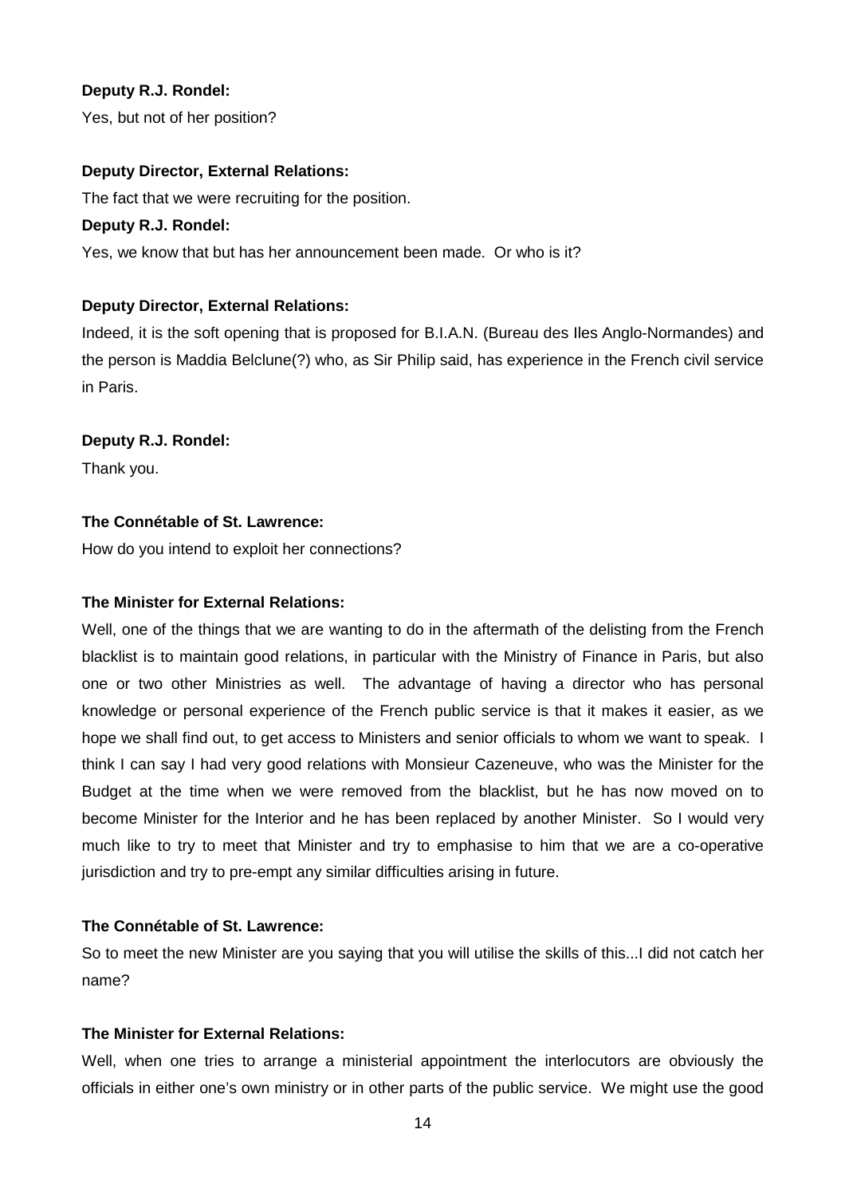**Deputy R.J. Rondel:**

Yes, but not of her position?

**Deputy Director, External Relations:**

The fact that we were recruiting for the position.

**Deputy R.J. Rondel:**

Yes, we know that but has her announcement been made. Or who is it?

**Deputy Director, External Relations:**

Indeed, it is the soft opening that is proposed for B.I.A.N. (Bureau des Iles Anglo-Normandes) and the person is Maddia Belclune(?) who, as Sir Philip said, has experience in the French civil service in Paris.

**Deputy R.J. Rondel:**

Thank you.

**The Connétable of St. Lawrence:**

How do you intend to exploit her connections?

**The Minister for External Relations:**

Well, one of the things that we are wanting to do in the aftermath of the delisting from the French blacklist is to maintain good relations, in particular with the Ministry of Finance in Paris, but also one or two other Ministries as well. The advantage of having a director who has personal knowledge or personal experience of the French public service is that it makes it easier, as we hope we shall find out, to get access to Ministers and senior officials to whom we want to speak. I think I can say I had very good relations with Monsieur Cazeneuve, who was the Minister for the Budget at the time when we were removed from the blacklist, but he has now moved on to become Minister for the Interior and he has been replaced by another Minister. So I would very much like to try to meet that Minister and try to emphasise to him that we are a co-operative jurisdiction and try to pre-empt any similar difficulties arising in future.

**The Connétable of St. Lawrence:**

So to meet the new Minister are you saying that you will utilise the skills of this...I did not catch her name?

**The Minister for External Relations:**

Well, when one tries to arrange a ministerial appointment the interlocutors are obviously the officials in either one's own ministry or in other parts of the public service. We might use the good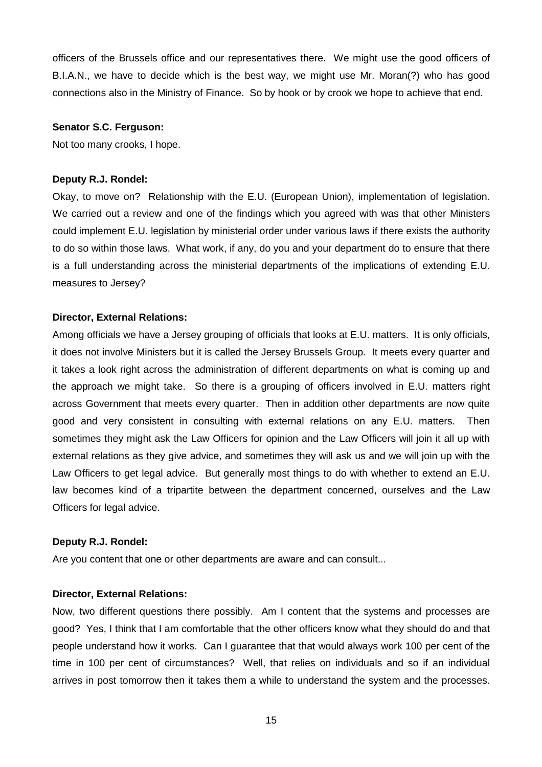officers of the Brussels office and our representatives there. We might use the good officers of B.I.A.N., we have to decide which is the best way, we might use Mr. Moran(?) who has good connections also in the Ministry of Finance. So by hook or by crook we hope to achieve that end.

**Senator S.C. Ferguson:**

Not too many crooks, I hope.

**Deputy R.J. Rondel:**

Okay, to move on? Relationship with the E.U. (European Union), implementation of legislation. We carried out a review and one of the findings which you agreed with was that other Ministers could implement E.U. legislation by ministerial order under various laws if there exists the authority to do so within those laws. What work, if any, do you and your department do to ensure that there is a full understanding across the ministerial departments of the implications of extending E.U. measures to Jersey?

**Director, External Relations:**

Among officials we have a Jersey grouping of officials that looks at E.U. matters. It is only officials, it does not involve Ministers but it is called the Jersey Brussels Group. It meets every quarter and it takes a look right across the administration of different departments on what is coming up and the approach we might take. So there is a grouping of officers involved in E.U. matters right across Government that meets every quarter. Then in addition other departments are now quite good and very consistent in consulting with external relations on any E.U. matters. Then sometimes they might ask the Law Officers for opinion and the Law Officers will join it all up with external relations as they give advice, and sometimes they will ask us and we will join up with the Law Officers to get legal advice. But generally most things to do with whether to extend an E.U. law becomes kind of a tripartite between the department concerned, ourselves and the Law Officers for legal advice.

**Deputy R.J. Rondel:**

Are you content that one or other departments are aware and can consult...

**Director, External Relations:**

Now, two different questions there possibly. Am I content that the systems and processes are good? Yes, I think that I am comfortable that the other officers know what they should do and that people understand how it works. Can I guarantee that that would always work 100 per cent of the time in 100 per cent of circumstances? Well, that relies on individuals and so if an individual arrives in post tomorrow then it takes them a while to understand the system and the processes.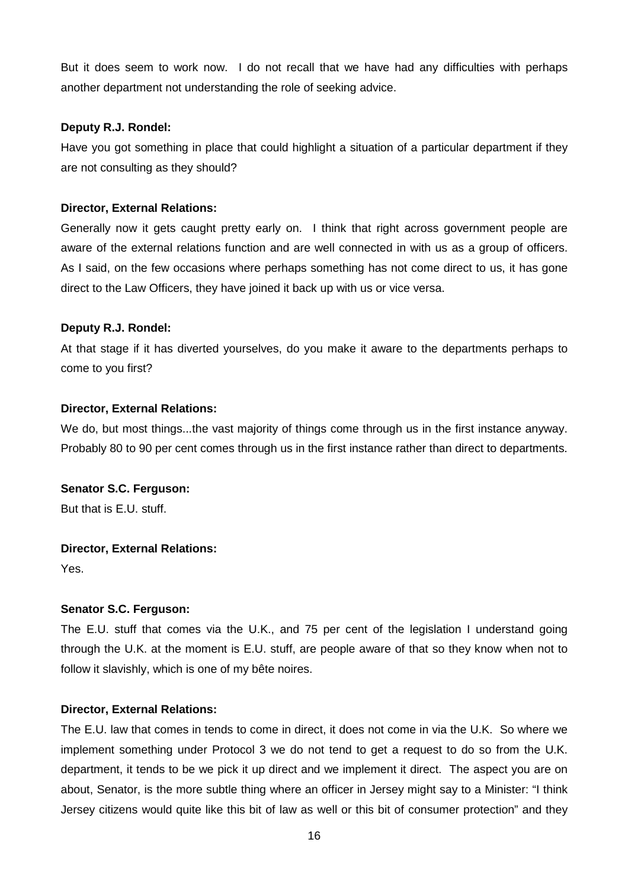But it does seem to work now. I do not recall that we have had any difficulties with perhaps another department not understanding the role of seeking advice.

**Deputy R.J. Rondel:**

Have you got something in place that could highlight a situation of a particular department if they are not consulting as they should?

**Director, External Relations:**

Generally now it gets caught pretty early on. I think that right across government people are aware of the external relations function and are well connected in with us as a group of officers. As I said, on the few occasions where perhaps something has not come direct to us, it has gone direct to the Law Officers, they have joined it back up with us or vice versa.

**Deputy R.J. Rondel:**

At that stage if it has diverted yourselves, do you make it aware to the departments perhaps to come to you first?

**Director, External Relations:**

We do, but most things...the vast majority of things come through us in the first instance anyway. Probably 80 to 90 per cent comes through us in the first instance rather than direct to departments.

**Senator S.C. Ferguson:**

But that is E.U. stuff.

**Director, External Relations:**

Yes.

**Senator S.C. Ferguson:**

The E.U. stuff that comes via the U.K., and 75 per cent of the legislation I understand going through the U.K. at the moment is E.U. stuff, are people aware of that so they know when not to follow it slavishly, which is one of my bête noires.

**Director, External Relations:**

The E.U. law that comes in tends to come in direct, it does not come in via the U.K. So where we implement something under Protocol 3 we do not tend to get a request to do so from the U.K. department, it tends to be we pick it up direct and we implement it direct. The aspect you are on about, Senator, is the more subtle thing where an officer in Jersey might say to a Minister: "I think Jersey citizens would quite like this bit of law as well or this bit of consumer protection" and they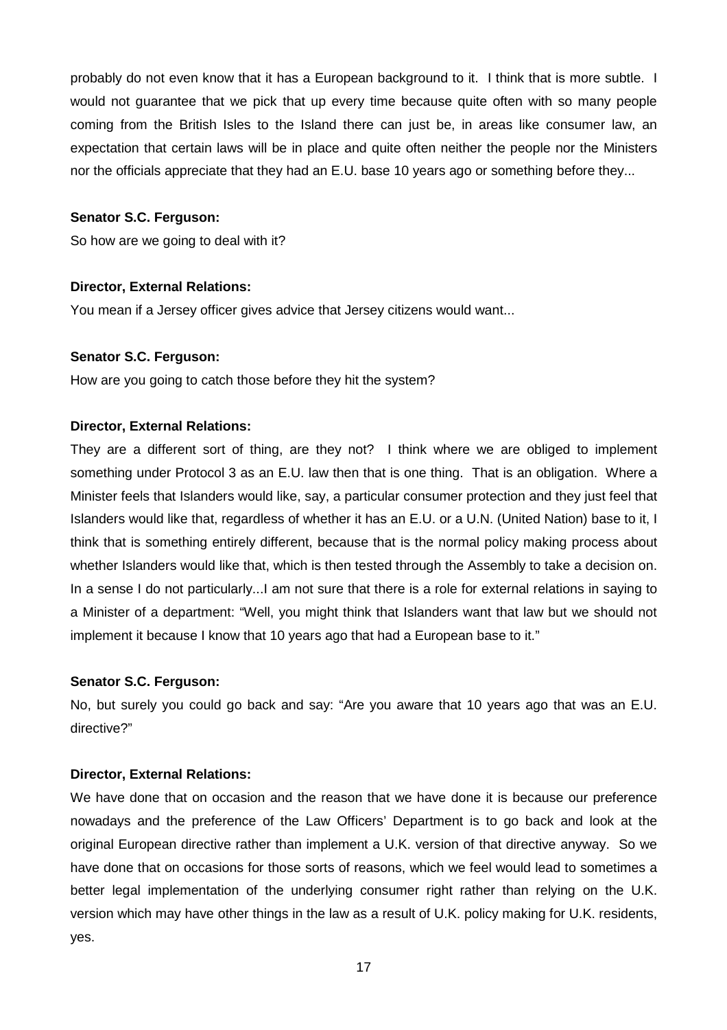probably do not even know that it has a European background to it. I think that is more subtle. I would not guarantee that we pick that up every time because quite often with so many people coming from the British Isles to the Island there can just be, in areas like consumer law, an expectation that certain laws will be in place and quite often neither the people nor the Ministers nor the officials appreciate that they had an E.U. base 10 years ago or something before they...

**Senator S.C. Ferguson:**

So how are we going to deal with it?

**Director, External Relations:**

You mean if a Jersey officer gives advice that Jersey citizens would want...

**Senator S.C. Ferguson:**

How are you going to catch those before they hit the system?

**Director, External Relations:**

They are a different sort of thing, are they not? I think where we are obliged to implement something under Protocol 3 as an E.U. law then that is one thing. That is an obligation. Where a Minister feels that Islanders would like, say, a particular consumer protection and they just feel that Islanders would like that, regardless of whether it has an E.U. or a U.N. (United Nation) base to it, I think that is something entirely different, because that is the normal policy making process about whether Islanders would like that, which is then tested through the Assembly to take a decision on. In a sense I do not particularly...I am not sure that there is a role for external relations in saying to a Minister of a department: "Well, you might think that Islanders want that law but we should not implement it because I know that 10 years ago that had a European base to it."

**Senator S.C. Ferguson:**

No, but surely you could go back and say: "Are you aware that 10 years ago that was an E.U. directive?"

**Director, External Relations:**

We have done that on occasion and the reason that we have done it is because our preference nowadays and the preference of the Law Officers' Department is to go back and look at the original European directive rather than implement a U.K. version of that directive anyway. So we have done that on occasions for those sorts of reasons, which we feel would lead to sometimes a better legal implementation of the underlying consumer right rather than relying on the U.K. version which may have other things in the law as a result of U.K. policy making for U.K. residents, yes.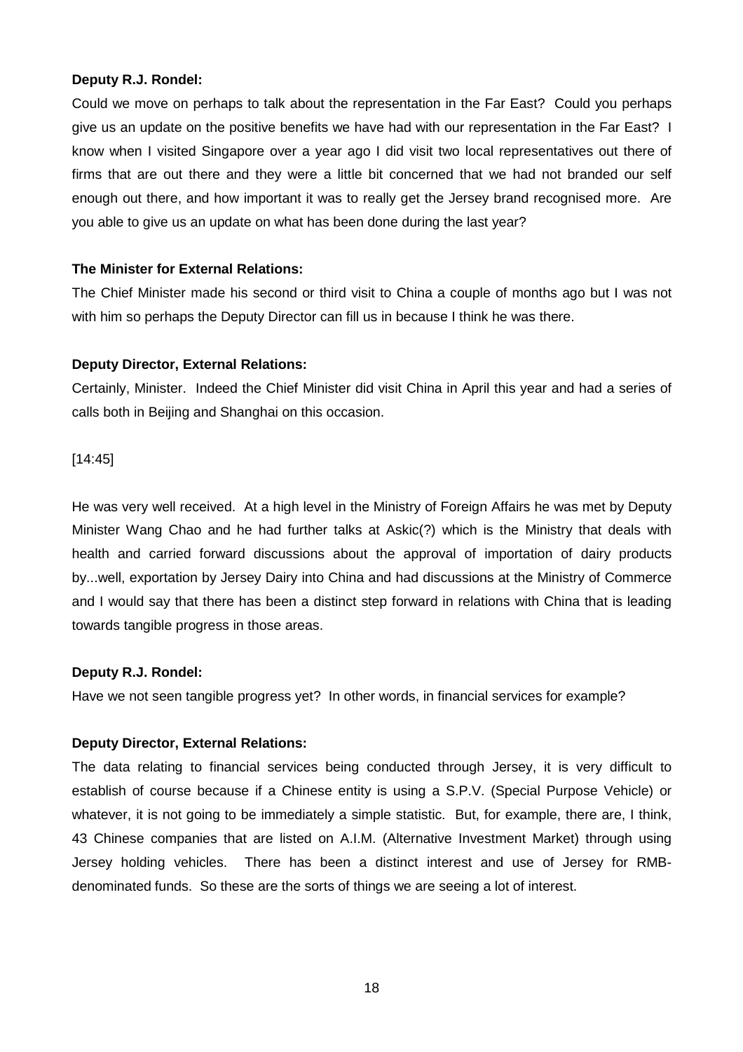**Deputy R.J. Rondel:**

Could we move on perhaps to talk about the representation in the Far East? Could you perhaps give us an update on the positive benefits we have had with our representation in the Far East? I know when I visited Singapore over a year ago I did visit two local representatives out there of firms that are out there and they were a little bit concerned that we had not branded our self enough out there, and how important it was to really get the Jersey brand recognised more. Are you able to give us an update on what has been done during the last year?

**The Minister for External Relations:**

The Chief Minister made his second or third visit to China a couple of months ago but I was not with him so perhaps the Deputy Director can fill us in because I think he was there.

**Deputy Director, External Relations:**

Certainly, Minister. Indeed the Chief Minister did visit China in April this year and had a series of calls both in Beijing and Shanghai on this occasion.

[14:45]

He was very well received. At a high level in the Ministry of Foreign Affairs he was met by Deputy Minister Wang Chao and he had further talks at Askic(?) which is the Ministry that deals with health and carried forward discussions about the approval of importation of dairy products by...well, exportation by Jersey Dairy into China and had discussions at the Ministry of Commerce and I would say that there has been a distinct step forward in relations with China that is leading towards tangible progress in those areas.

**Deputy R.J. Rondel:**

Have we not seen tangible progress yet? In other words, in financial services for example?

**Deputy Director, External Relations:**

The data relating to financial services being conducted through Jersey, it is very difficult to establish of course because if a Chinese entity is using a S.P.V. (Special Purpose Vehicle) or whatever, it is not going to be immediately a simple statistic. But, for example, there are, I think, 43 Chinese companies that are listed on A.I.M. (Alternative Investment Market) through using Jersey holding vehicles. There has been a distinct interest and use of Jersey for RMB-denominated funds. So these are the sorts of things we are seeing a lot of interest.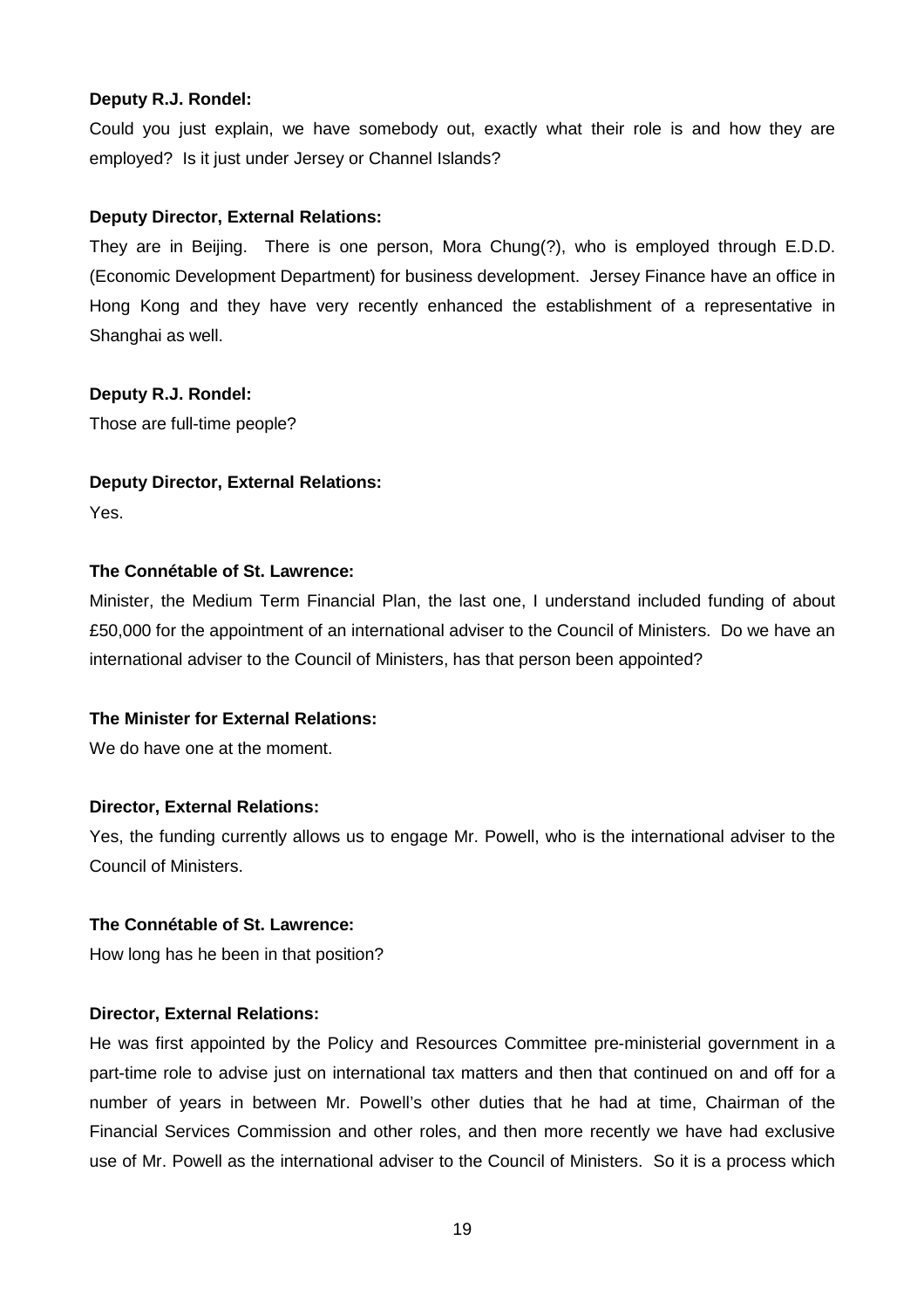**Deputy R.J. Rondel:**

Could you just explain, we have somebody out, exactly what their role is and how they are employed? Is it just under Jersey or Channel Islands?

**Deputy Director, External Relations:**

They are in Beijing. There is one person, Mora Chung(?), who is employed through E.D.D. (Economic Development Department) for business development. Jersey Finance have an office in Hong Kong and they have very recently enhanced the establishment of a representative in Shanghai as well.

**Deputy R.J. Rondel:**

Those are full-time people?

**Deputy Director, External Relations:**

Yes.

**The Connétable of St. Lawrence:**

Minister, the Medium Term Financial Plan, the last one, I understand included funding of about £50,000 for the appointment of an international adviser to the Council of Ministers. Do we have an international adviser to the Council of Ministers, has that person been appointed?

**The Minister for External Relations:**

We do have one at the moment.

**Director, External Relations:**

Yes, the funding currently allows us to engage Mr. Powell, who is the international adviser to the Council of Ministers.

**The Connétable of St. Lawrence:**

How long has he been in that position?

**Director, External Relations:**

He was first appointed by the Policy and Resources Committee pre-ministerial government in a part-time role to advise just on international tax matters and then that continued on and off for a number of years in between Mr. Powell's other duties that he had at time, Chairman of the Financial Services Commission and other roles, and then more recently we have had exclusive use of Mr. Powell as the international adviser to the Council of Ministers. So it is a process which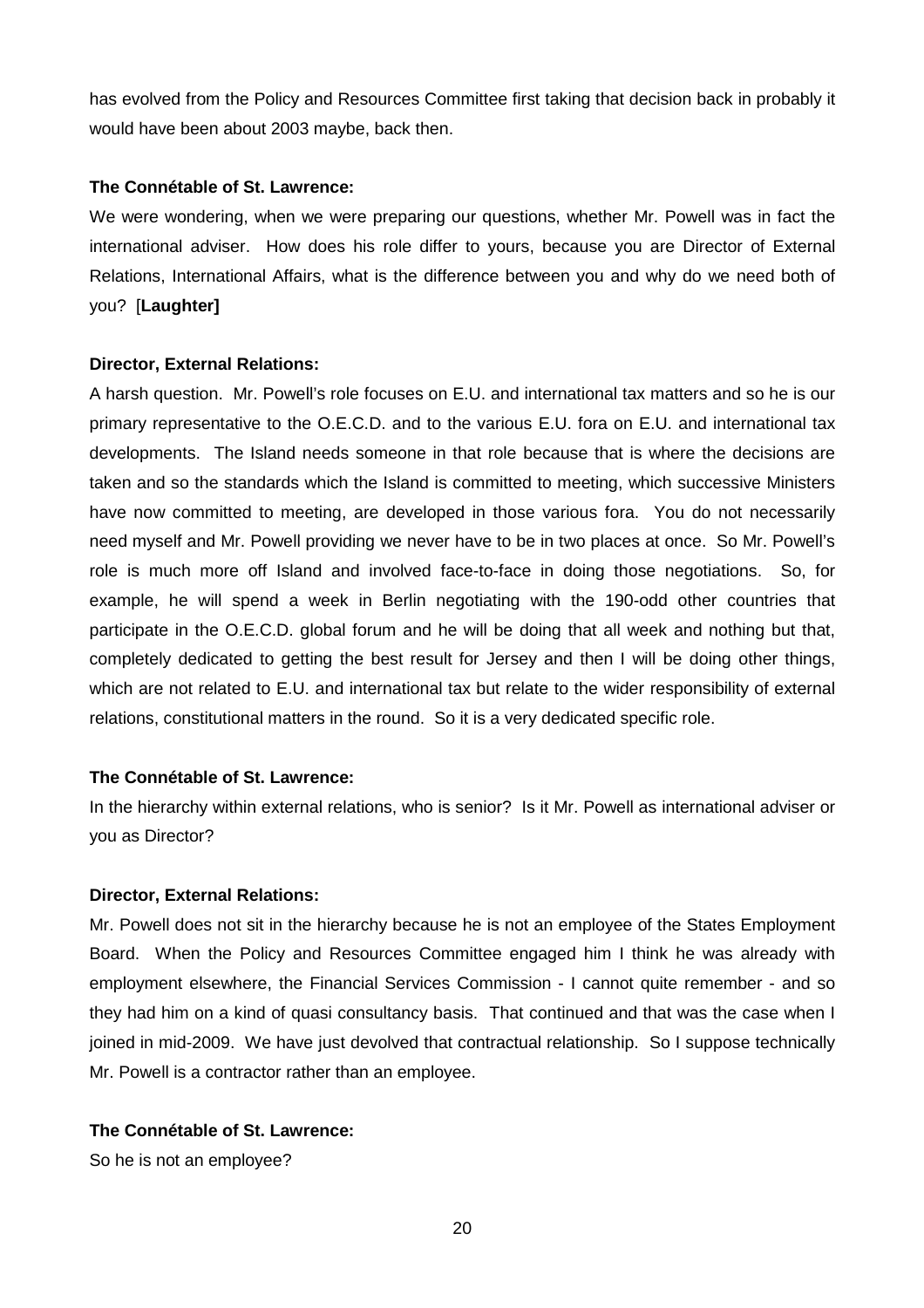has evolved from the Policy and Resources Committee first taking that decision back in probably it would have been about 2003 maybe, back then.

**The Connétable of St. Lawrence:**

We were wondering, when we were preparing our questions, whether Mr. Powell was in fact the international adviser. How does his role differ to yours, because you are Director of External Relations, International Affairs, what is the difference between you and why do we need both of you? [**Laughter]**

**Director, External Relations:**

A harsh question. Mr. Powell's role focuses on E.U. and international tax matters and so he is our primary representative to the O.E.C.D. and to the various E.U. fora on E.U. and international tax developments. The Island needs someone in that role because that is where the decisions are taken and so the standards which the Island is committed to meeting, which successive Ministers have now committed to meeting, are developed in those various fora. You do not necessarily need myself and Mr. Powell providing we never have to be in two places at once. So Mr. Powell's role is much more off Island and involved face-to-face in doing those negotiations. So, for example, he will spend a week in Berlin negotiating with the 190-odd other countries that participate in the O.E.C.D. global forum and he will be doing that all week and nothing but that, completely dedicated to getting the best result for Jersey and then I will be doing other things, which are not related to E.U. and international tax but relate to the wider responsibility of external relations, constitutional matters in the round. So it is a very dedicated specific role.

**The Connétable of St. Lawrence:**

In the hierarchy within external relations, who is senior? Is it Mr. Powell as international adviser or you as Director?

**Director, External Relations:**

Mr. Powell does not sit in the hierarchy because he is not an employee of the States Employment Board. When the Policy and Resources Committee engaged him I think he was already with employment elsewhere, the Financial Services Commission - I cannot quite remember - and so they had him on a kind of quasi consultancy basis. That continued and that was the case when I joined in mid-2009. We have just devolved that contractual relationship. So I suppose technically Mr. Powell is a contractor rather than an employee.

**The Connétable of St. Lawrence:**

So he is not an employee?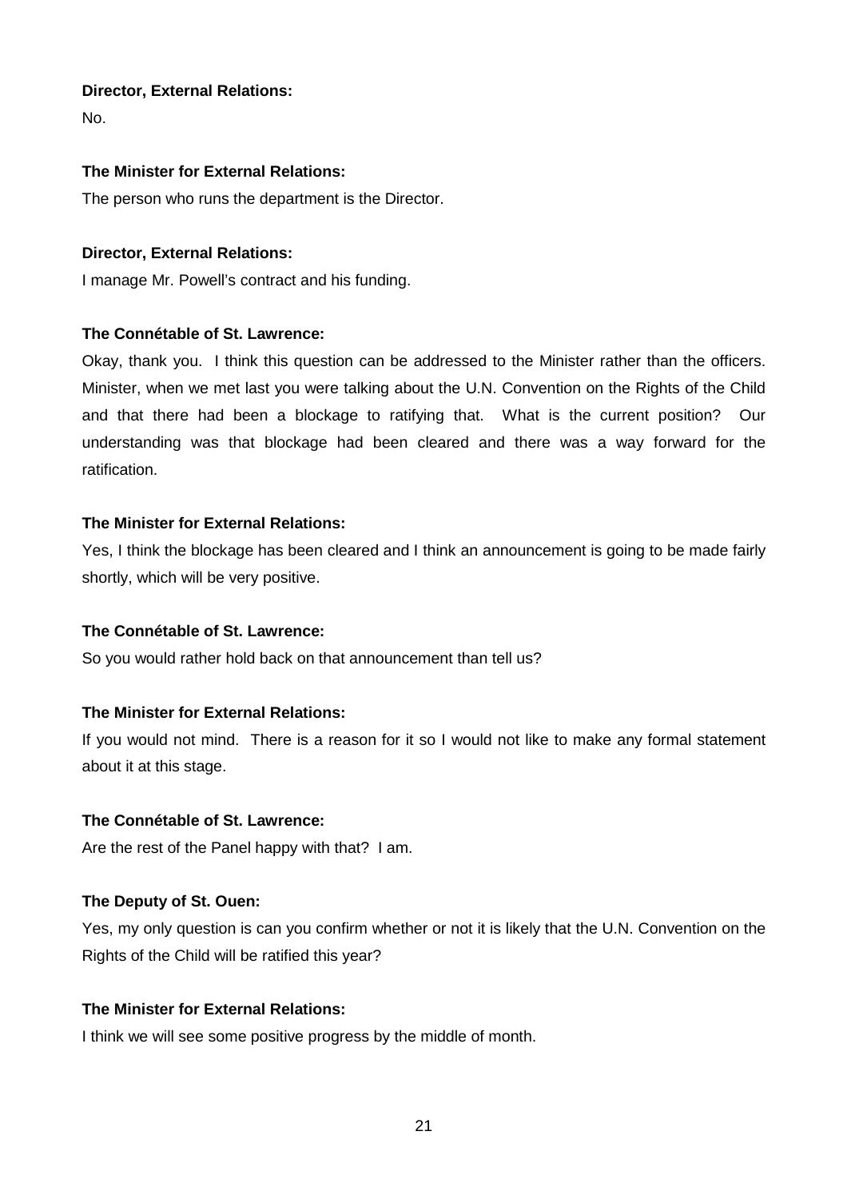**Director, External Relations:**

No.

**The Minister for External Relations:**

The person who runs the department is the Director.

**Director, External Relations:**

I manage Mr. Powell's contract and his funding.

**The Connétable of St. Lawrence:**

Okay, thank you. I think this question can be addressed to the Minister rather than the officers. Minister, when we met last you were talking about the U.N. Convention on the Rights of the Child and that there had been a blockage to ratifying that. What is the current position? Our understanding was that blockage had been cleared and there was a way forward for the ratification.

**The Minister for External Relations:**

Yes, I think the blockage has been cleared and I think an announcement is going to be made fairly shortly, which will be very positive.

**The Connétable of St. Lawrence:**

So you would rather hold back on that announcement than tell us?

**The Minister for External Relations:**

If you would not mind. There is a reason for it so I would not like to make any formal statement about it at this stage.

**The Connétable of St. Lawrence:**

Are the rest of the Panel happy with that? I am.

**The Deputy of St. Ouen:**

Yes, my only question is can you confirm whether or not it is likely that the U.N. Convention on the Rights of the Child will be ratified this year?

**The Minister for External Relations:**

I think we will see some positive progress by the middle of month.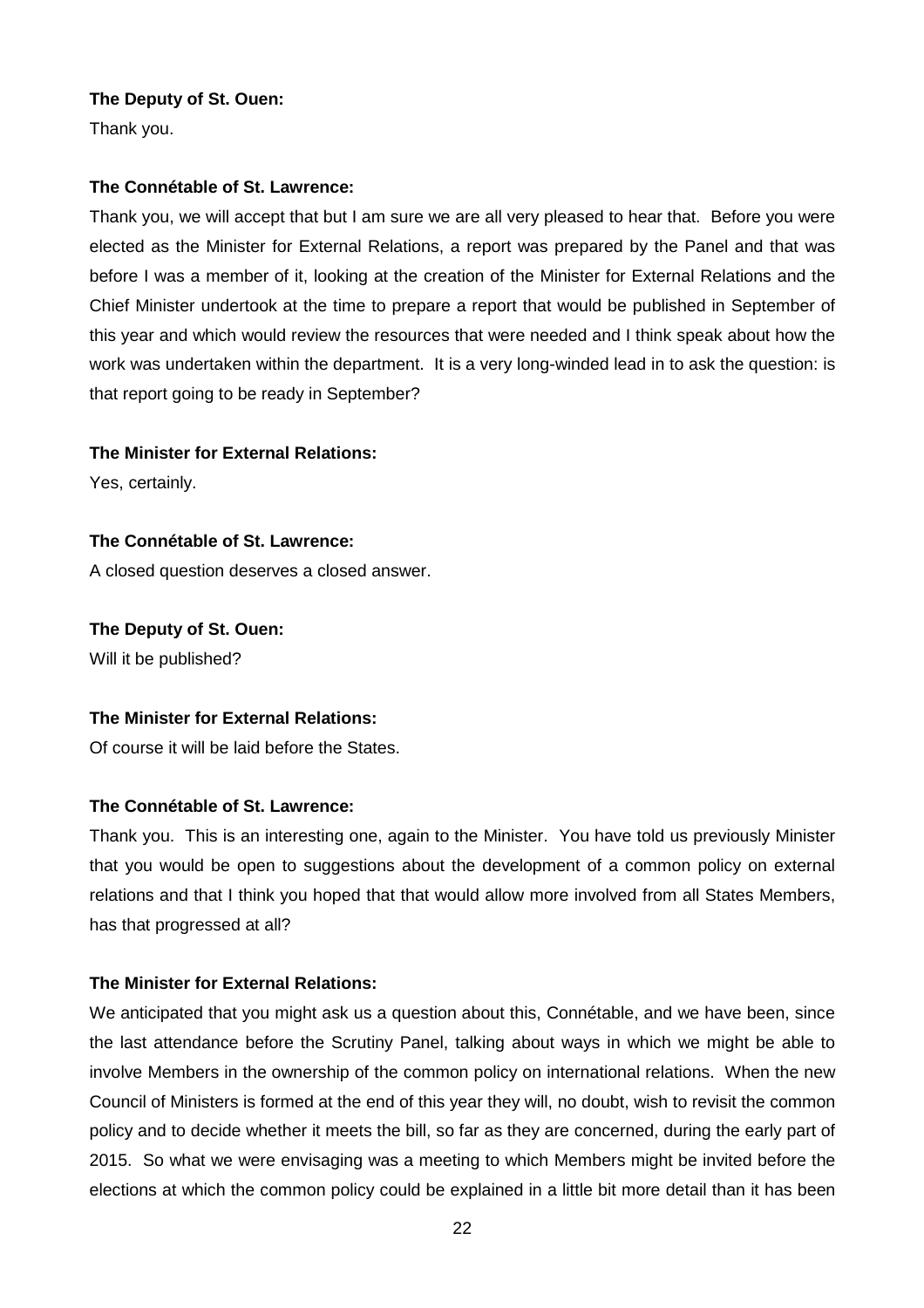**The Deputy of St. Ouen:**

Thank you.

**The Connétable of St. Lawrence:**

Thank you, we will accept that but I am sure we are all very pleased to hear that. Before you were elected as the Minister for External Relations, a report was prepared by the Panel and that was before I was a member of it, looking at the creation of the Minister for External Relations and the Chief Minister undertook at the time to prepare a report that would be published in September of this year and which would review the resources that were needed and I think speak about how the work was undertaken within the department. It is a very long-winded lead in to ask the question: is that report going to be ready in September?

**The Minister for External Relations:**

Yes, certainly.

**The Connétable of St. Lawrence:**

A closed question deserves a closed answer.

**The Deputy of St. Ouen:**

Will it be published?

**The Minister for External Relations:**

Of course it will be laid before the States.

**The Connétable of St. Lawrence:**

Thank you. This is an interesting one, again to the Minister. You have told us previously Minister that you would be open to suggestions about the development of a common policy on external relations and that I think you hoped that that would allow more involved from all States Members, has that progressed at all?

**The Minister for External Relations:**

We anticipated that you might ask us a question about this, Connétable, and we have been, since the last attendance before the Scrutiny Panel, talking about ways in which we might be able to involve Members in the ownership of the common policy on international relations. When the new Council of Ministers is formed at the end of this year they will, no doubt, wish to revisit the common policy and to decide whether it meets the bill, so far as they are concerned, during the early part of 2015. So what we were envisaging was a meeting to which Members might be invited before the elections at which the common policy could be explained in a little bit more detail than it has been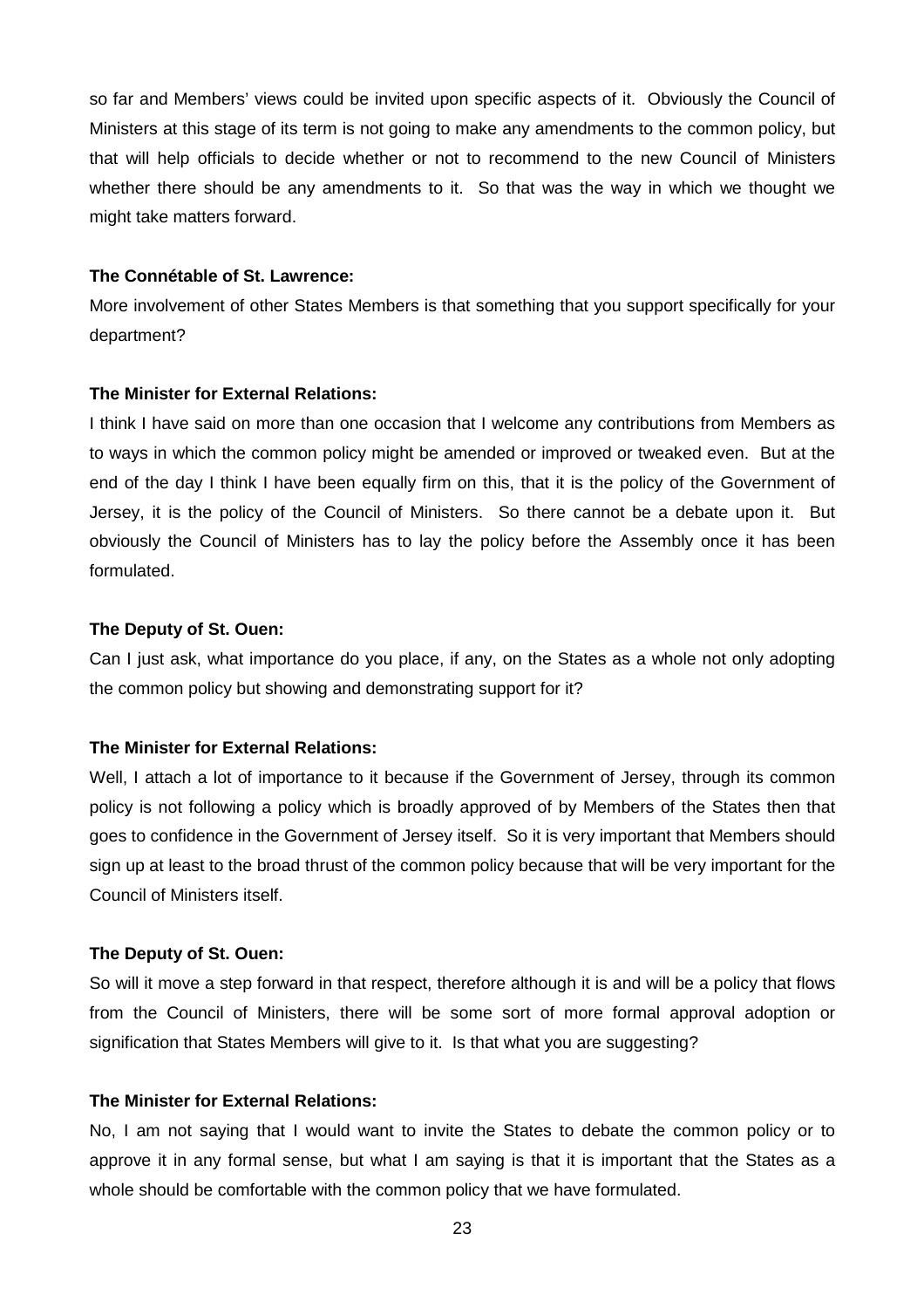so far and Members' views could be invited upon specific aspects of it. Obviously the Council of Ministers at this stage of its term is not going to make any amendments to the common policy, but that will help officials to decide whether or not to recommend to the new Council of Ministers whether there should be any amendments to it. So that was the way in which we thought we might take matters forward.

**The Connétable of St. Lawrence:**

More involvement of other States Members is that something that you support specifically for your department?

**The Minister for External Relations:**

I think I have said on more than one occasion that I welcome any contributions from Members as to ways in which the common policy might be amended or improved or tweaked even. But at the end of the day I think I have been equally firm on this, that it is the policy of the Government of Jersey, it is the policy of the Council of Ministers. So there cannot be a debate upon it. But obviously the Council of Ministers has to lay the policy before the Assembly once it has been formulated.

**The Deputy of St. Ouen:**

Can I just ask, what importance do you place, if any, on the States as a whole not only adopting the common policy but showing and demonstrating support for it?

**The Minister for External Relations:**

Well, I attach a lot of importance to it because if the Government of Jersey, through its common policy is not following a policy which is broadly approved of by Members of the States then that goes to confidence in the Government of Jersey itself. So it is very important that Members should sign up at least to the broad thrust of the common policy because that will be very important for the Council of Ministers itself.

**The Deputy of St. Ouen:**

So will it move a step forward in that respect, therefore although it is and will be a policy that flows from the Council of Ministers, there will be some sort of more formal approval adoption or signification that States Members will give to it. Is that what you are suggesting?

**The Minister for External Relations:**

No, I am not saying that I would want to invite the States to debate the common policy or to approve it in any formal sense, but what I am saying is that it is important that the States as a whole should be comfortable with the common policy that we have formulated.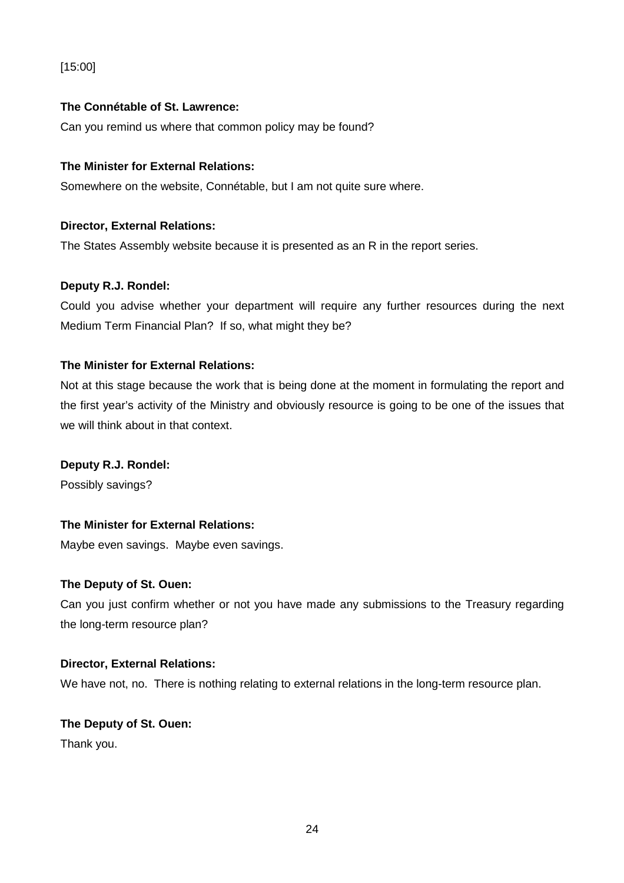[15:00]

**The Connétable of St. Lawrence:**

Can you remind us where that common policy may be found?

**The Minister for External Relations:**

Somewhere on the website, Connétable, but I am not quite sure where.

**Director, External Relations:**

The States Assembly website because it is presented as an R in the report series.

**Deputy R.J. Rondel:**

Could you advise whether your department will require any further resources during the next Medium Term Financial Plan? If so, what might they be?

**The Minister for External Relations:**

Not at this stage because the work that is being done at the moment in formulating the report and the first year's activity of the Ministry and obviously resource is going to be one of the issues that we will think about in that context.

**Deputy R.J. Rondel:**

Possibly savings?

**The Minister for External Relations:**

Maybe even savings. Maybe even savings.

**The Deputy of St. Ouen:**

Can you just confirm whether or not you have made any submissions to the Treasury regarding the long-term resource plan?

**Director, External Relations:**

We have not, no. There is nothing relating to external relations in the long-term resource plan.

**The Deputy of St. Ouen:**

Thank you.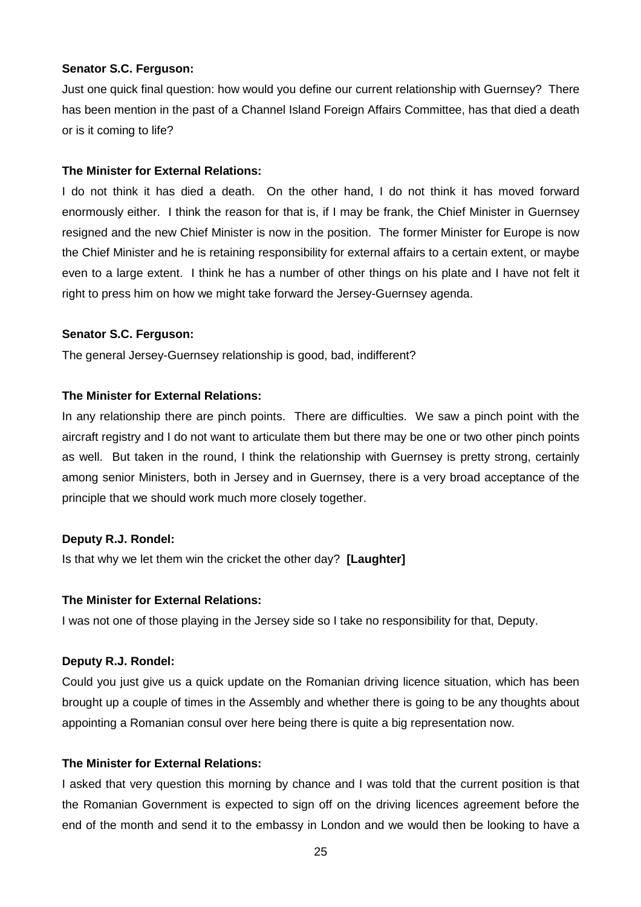**Senator S.C. Ferguson:**

Just one quick final question: how would you define our current relationship with Guernsey? There has been mention in the past of a Channel Island Foreign Affairs Committee, has that died a death or is it coming to life?

**The Minister for External Relations:**

I do not think it has died a death. On the other hand, I do not think it has moved forward enormously either. I think the reason for that is, if I may be frank, the Chief Minister in Guernsey resigned and the new Chief Minister is now in the position. The former Minister for Europe is now the Chief Minister and he is retaining responsibility for external affairs to a certain extent, or maybe even to a large extent. I think he has a number of other things on his plate and I have not felt it right to press him on how we might take forward the Jersey-Guernsey agenda.

**Senator S.C. Ferguson:**

The general Jersey-Guernsey relationship is good, bad, indifferent?

**The Minister for External Relations:**

In any relationship there are pinch points. There are difficulties. We saw a pinch point with the aircraft registry and I do not want to articulate them but there may be one or two other pinch points as well. But taken in the round, I think the relationship with Guernsey is pretty strong, certainly among senior Ministers, both in Jersey and in Guernsey, there is a very broad acceptance of the principle that we should work much more closely together.

**Deputy R.J. Rondel:**

Is that why we let them win the cricket the other day? **[Laughter]**

**The Minister for External Relations:**

I was not one of those playing in the Jersey side so I take no responsibility for that, Deputy.

**Deputy R.J. Rondel:**

Could you just give us a quick update on the Romanian driving licence situation, which has been brought up a couple of times in the Assembly and whether there is going to be any thoughts about appointing a Romanian consul over here being there is quite a big representation now.

**The Minister for External Relations:**

I asked that very question this morning by chance and I was told that the current position is that the Romanian Government is expected to sign off on the driving licences agreement before the end of the month and send it to the embassy in London and we would then be looking to have a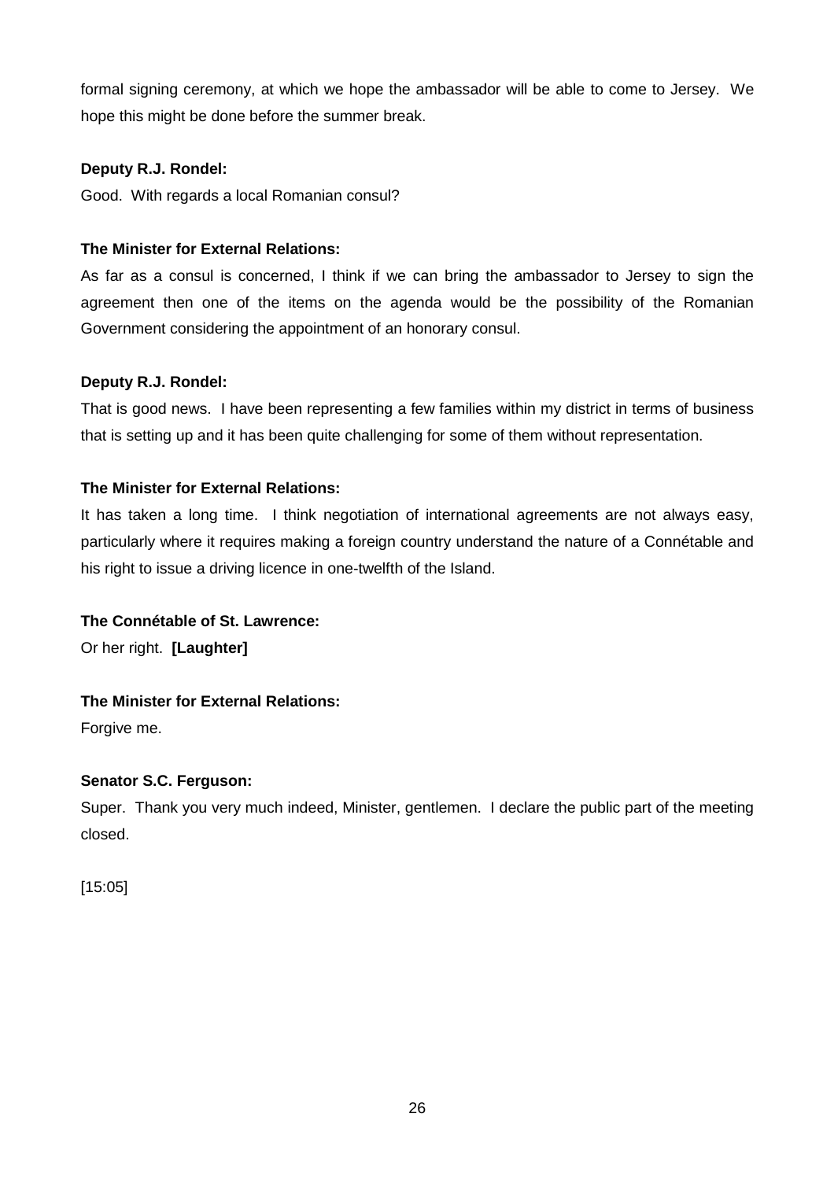formal signing ceremony, at which we hope the ambassador will be able to come to Jersey. We hope this might be done before the summer break.

**Deputy R.J. Rondel:**

Good. With regards a local Romanian consul?

**The Minister for External Relations:**

As far as a consul is concerned, I think if we can bring the ambassador to Jersey to sign the agreement then one of the items on the agenda would be the possibility of the Romanian Government considering the appointment of an honorary consul.

**Deputy R.J. Rondel:**

That is good news. I have been representing a few families within my district in terms of business that is setting up and it has been quite challenging for some of them without representation.

**The Minister for External Relations:**

It has taken a long time. I think negotiation of international agreements are not always easy, particularly where it requires making a foreign country understand the nature of a Connétable and his right to issue a driving licence in one-twelfth of the Island.

**The Connétable of St. Lawrence:**

Or her right. **[Laughter]**

**The Minister for External Relations:**

Forgive me.

**Senator S.C. Ferguson:**

Super. Thank you very much indeed, Minister, gentlemen. I declare the public part of the meeting closed.

[15:05]